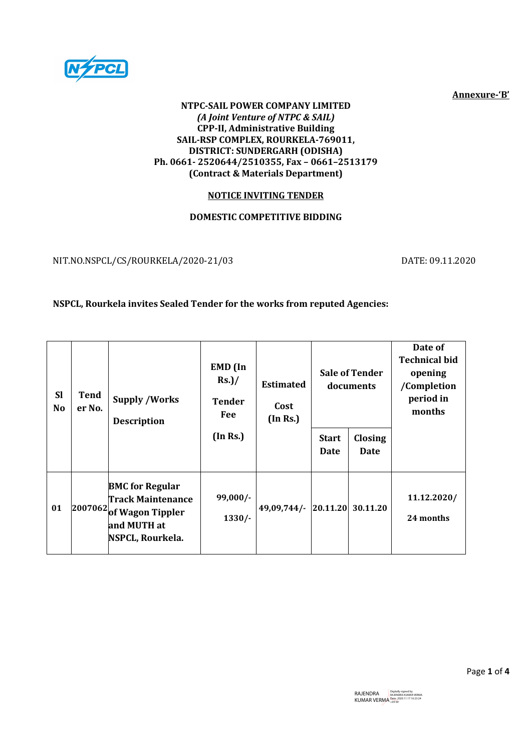**Annexure-'B'**

**NTPC-SAIL POWER COMPANY LIMITED**
***(A Joint Venture of NTPC & SAIL)***
**CPP-II, Administrative Building**
**SAIL-RSP COMPLEX, ROURKELA-769011,**
**DISTRICT: SUNDERGARH (ODISHA)**
**Ph. 0661- 2520644/2510355, Fax – 0661–2513179**
**(Contract & Materials Department)**

**NOTICE INVITING TENDER**

**DOMESTIC COMPETITIVE BIDDING**

NIT.NO.NSPCL/CS/ROURKELA/2020-21/03 DATE: 09.11.2020

**NSPCL, Rourkela invites Sealed Tender for the works from reputed Agencies:**

| Sl No | Tender No. | Supply /Works Description | EMD (In Rs.)/ Tender Fee (In Rs.) | Estimated Cost (In Rs.) | Sale of Tender documents | | Date of Technical bid opening /Completion period in months |
|---|---|---|---|---|---|---|---|
| | | | | | Start Date | Closing Date | |
| 01 | 2007062 | BMC for Regular Track Maintenance of Wagon Tippler and MUTH at NSPCL, Rourkela. | 99,000/- 1330/- | 49,09,744/- | 20.11.20 | 30.11.20 | 11.12.2020/ 24 months |

RAJENDRA KUMAR VERMA Digitally signed by RAJENDRA KUMAR VERMA Date: 2020.11.17 16:23:24 +05'30'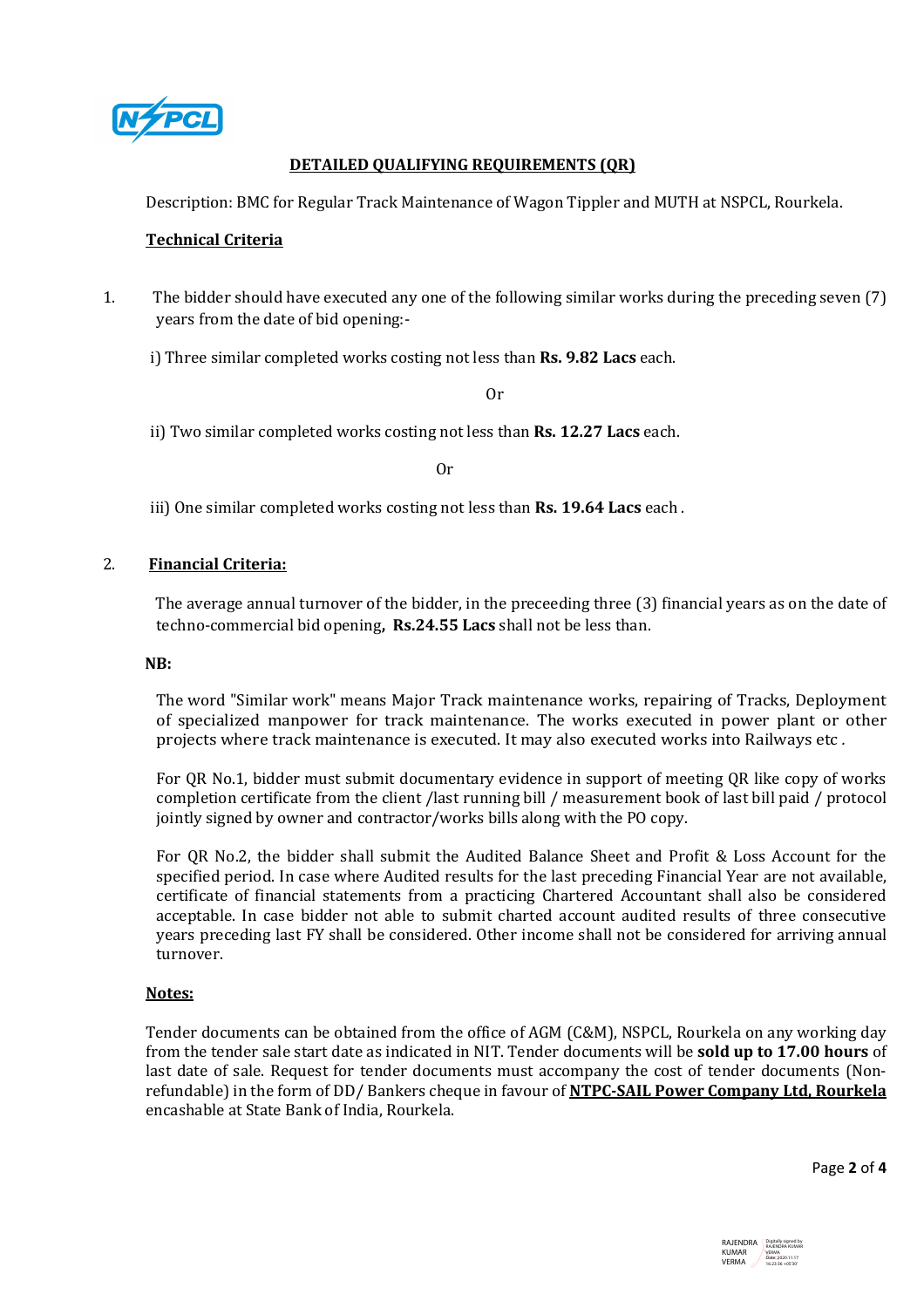## DETAILED QUALIFYING REQUIREMENTS (QR)

Description: BMC for Regular Track Maintenance of Wagon Tippler and MUTH at NSPCL, Rourkela.

**Technical Criteria**

1. The bidder should have executed any one of the following similar works during the preceding seven (7) years from the date of bid opening:-

   i) Three similar completed works costing not less than **Rs. 9.82 Lacs** each.

   Or

   ii) Two similar completed works costing not less than **Rs. 12.27 Lacs** each.

   Or

   iii) One similar completed works costing not less than **Rs. 19.64 Lacs** each .

2. **Financial Criteria:**

   The average annual turnover of the bidder, in the preceeding three (3) financial years as on the date of techno-commercial bid opening**, Rs.24.55 Lacs** shall not be less than.

**NB:**

The word "Similar work" means Major Track maintenance works, repairing of Tracks, Deployment of specialized manpower for track maintenance. The works executed in power plant or other projects where track maintenance is executed. It may also executed works into Railways etc .

For QR No.1, bidder must submit documentary evidence in support of meeting QR like copy of works completion certificate from the client /last running bill / measurement book of last bill paid / protocol jointly signed by owner and contractor/works bills along with the PO copy.

For QR No.2, the bidder shall submit the Audited Balance Sheet and Profit & Loss Account for the specified period. In case where Audited results for the last preceding Financial Year are not available, certificate of financial statements from a practicing Chartered Accountant shall also be considered acceptable. In case bidder not able to submit charted account audited results of three consecutive years preceding last FY shall be considered. Other income shall not be considered for arriving annual turnover.

**Notes:**

Tender documents can be obtained from the office of AGM (C&M), NSPCL, Rourkela on any working day from the tender sale start date as indicated in NIT. Tender documents will be **sold up to 17.00 hours** of last date of sale. Request for tender documents must accompany the cost of tender documents (Non-refundable) in the form of DD/ Bankers cheque in favour of **NTPC-SAIL Power Company Ltd, Rourkela** encashable at State Bank of India, Rourkela.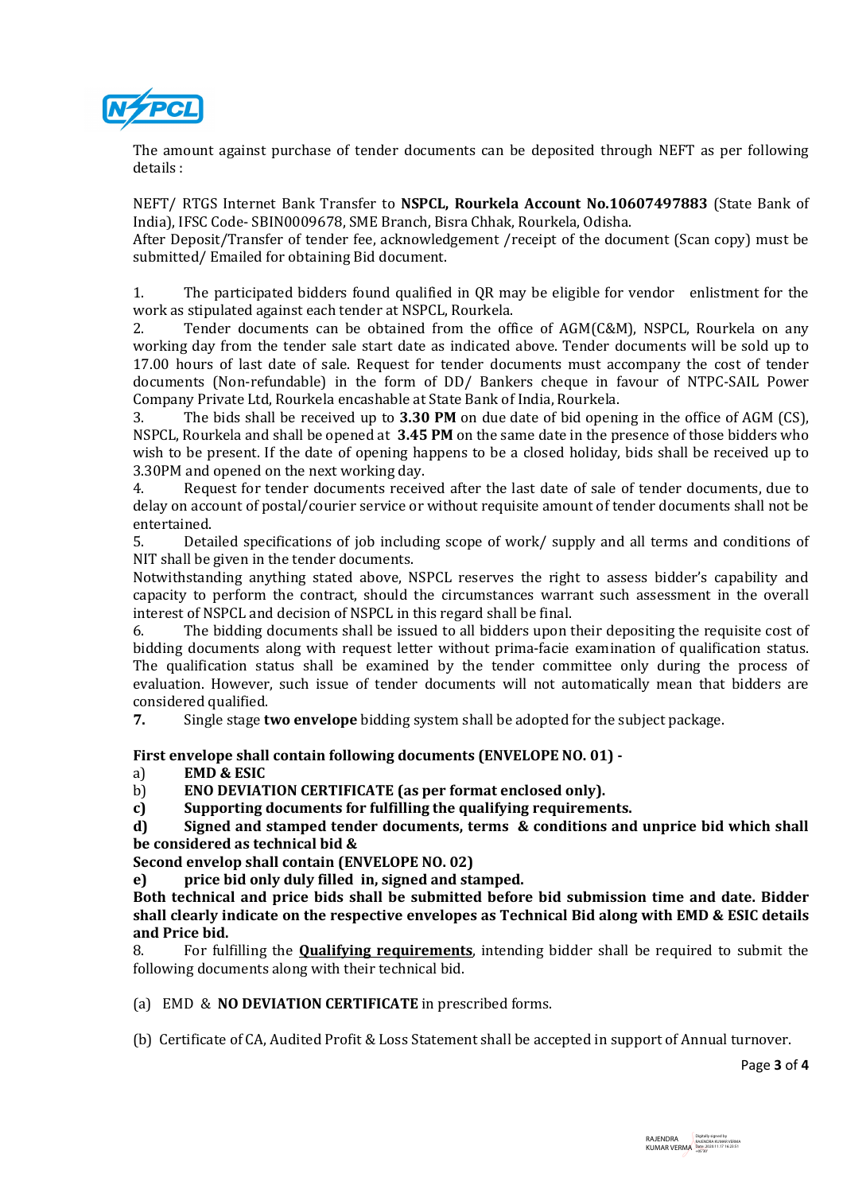The amount against purchase of tender documents can be deposited through NEFT as per following details :

NEFT/ RTGS Internet Bank Transfer to **NSPCL, Rourkela Account No.10607497883** (State Bank of India), IFSC Code- SBIN0009678, SME Branch, Bisra Chhak, Rourkela, Odisha.
After Deposit/Transfer of tender fee, acknowledgement /receipt of the document (Scan copy) must be submitted/ Emailed for obtaining Bid document.

1. The participated bidders found qualified in QR may be eligible for vendor enlistment for the work as stipulated against each tender at NSPCL, Rourkela.
2. Tender documents can be obtained from the office of AGM(C&M), NSPCL, Rourkela on any working day from the tender sale start date as indicated above. Tender documents will be sold up to 17.00 hours of last date of sale. Request for tender documents must accompany the cost of tender documents (Non-refundable) in the form of DD/ Bankers cheque in favour of NTPC-SAIL Power Company Private Ltd, Rourkela encashable at State Bank of India, Rourkela.
3. The bids shall be received up to **3.30 PM** on due date of bid opening in the office of AGM (CS), NSPCL, Rourkela and shall be opened at **3.45 PM** on the same date in the presence of those bidders who wish to be present. If the date of opening happens to be a closed holiday, bids shall be received up to 3.30PM and opened on the next working day.
4. Request for tender documents received after the last date of sale of tender documents, due to delay on account of postal/courier service or without requisite amount of tender documents shall not be entertained.
5. Detailed specifications of job including scope of work/ supply and all terms and conditions of NIT shall be given in the tender documents.

Notwithstanding anything stated above, NSPCL reserves the right to assess bidder's capability and capacity to perform the contract, should the circumstances warrant such assessment in the overall interest of NSPCL and decision of NSPCL in this regard shall be final.

6. The bidding documents shall be issued to all bidders upon their depositing the requisite cost of bidding documents along with request letter without prima-facie examination of qualification status. The qualification status shall be examined by the tender committee only during the process of evaluation. However, such issue of tender documents will not automatically mean that bidders are considered qualified.
7. Single stage **two envelope** bidding system shall be adopted for the subject package.

**First envelope shall contain following documents (ENVELOPE NO. 01) -**

a) **EMD & ESIC**
b) **ENO DEVIATION CERTIFICATE (as per format enclosed only).**
c) **Supporting documents for fulfilling the qualifying requirements.**
d) **Signed and stamped tender documents, terms & conditions and unprice bid which shall be considered as technical bid &**

**Second envelop shall contain (ENVELOPE NO. 02)**

e) **price bid only duly filled in, signed and stamped.**

**Both technical and price bids shall be submitted before bid submission time and date. Bidder shall clearly indicate on the respective envelopes as Technical Bid along with EMD & ESIC details and Price bid.**

8. For fulfilling the **Qualifying requirements**, intending bidder shall be required to submit the following documents along with their technical bid.

(a) EMD & **NO DEVIATION CERTIFICATE** in prescribed forms.

(b) Certificate of CA, Audited Profit & Loss Statement shall be accepted in support of Annual turnover.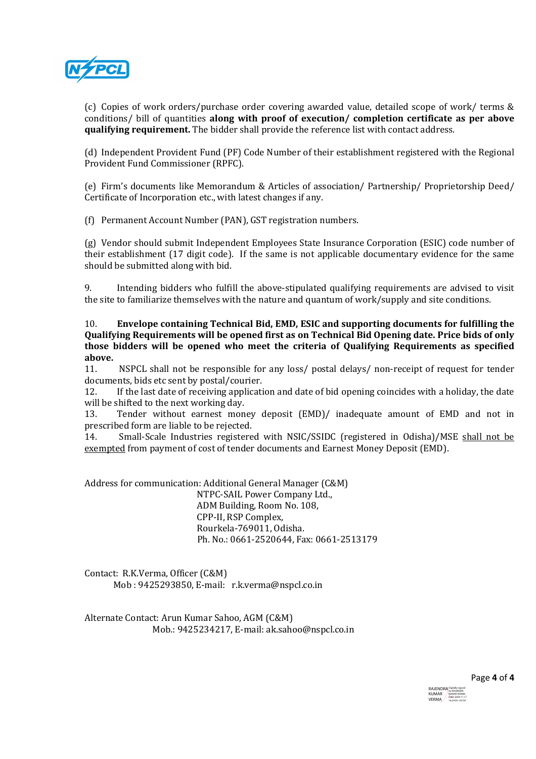(c) Copies of work orders/purchase order covering awarded value, detailed scope of work/ terms & conditions/ bill of quantities **along with proof of execution/ completion certificate as per above qualifying requirement.** The bidder shall provide the reference list with contact address.

(d) Independent Provident Fund (PF) Code Number of their establishment registered with the Regional Provident Fund Commissioner (RPFC).

(e) Firm's documents like Memorandum & Articles of association/ Partnership/ Proprietorship Deed/ Certificate of Incorporation etc., with latest changes if any.

(f) Permanent Account Number (PAN), GST registration numbers.

(g) Vendor should submit Independent Employees State Insurance Corporation (ESIC) code number of their establishment (17 digit code). If the same is not applicable documentary evidence for the same should be submitted along with bid.

9. Intending bidders who fulfill the above-stipulated qualifying requirements are advised to visit the site to familiarize themselves with the nature and quantum of work/supply and site conditions.

10. **Envelope containing Technical Bid, EMD, ESIC and supporting documents for fulfilling the Qualifying Requirements will be opened first as on Technical Bid Opening date. Price bids of only those bidders will be opened who meet the criteria of Qualifying Requirements as specified above.**

11. NSPCL shall not be responsible for any loss/ postal delays/ non-receipt of request for tender documents, bids etc sent by postal/courier.

12. If the last date of receiving application and date of bid opening coincides with a holiday, the date will be shifted to the next working day.

13. Tender without earnest money deposit (EMD)/ inadequate amount of EMD and not in prescribed form are liable to be rejected.

14. Small-Scale Industries registered with NSIC/SSIDC (registered in Odisha)/MSE shall not be exempted from payment of cost of tender documents and Earnest Money Deposit (EMD).

Address for communication: Additional General Manager (C&M)
NTPC-SAIL Power Company Ltd.,
ADM Building, Room No. 108,
CPP-II, RSP Complex,
Rourkela-769011, Odisha.
Ph. No.: 0661-2520644, Fax: 0661-2513179

Contact: R.K.Verma, Officer (C&M)
Mob : 9425293850, E-mail: r.k.verma@nspcl.co.in

Alternate Contact: Arun Kumar Sahoo, AGM (C&M)
Mob.: 9425234217, E-mail: ak.sahoo@nspcl.co.in